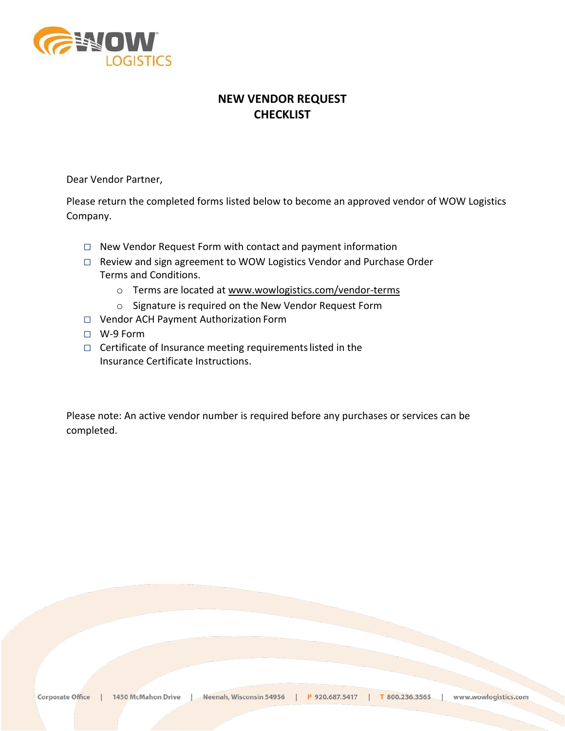# NEW VENDOR REQUEST CHECKLIST

Dear Vendor Partner,

Please return the completed forms listed below to become an approved vendor of WOW Logistics Company.

- ☐ New Vendor Request Form with contact and payment information
- ☐ Review and sign agreement to WOW Logistics Vendor and Purchase Order Terms and Conditions.
  - Terms are located at www.wowlogistics.com/vendor-terms
  - Signature is required on the New Vendor Request Form
- ☐ Vendor ACH Payment Authorization Form
- ☐ W-9 Form
- ☐ Certificate of Insurance meeting requirements listed in the Insurance Certificate Instructions.

Please note: An active vendor number is required before any purchases or services can be completed.

Corporate Office | 1450 McMahon Drive | Neenah, Wisconsin 54956 | P 920.687.5417 | T 800.236.3565 | www.wowlogistics.com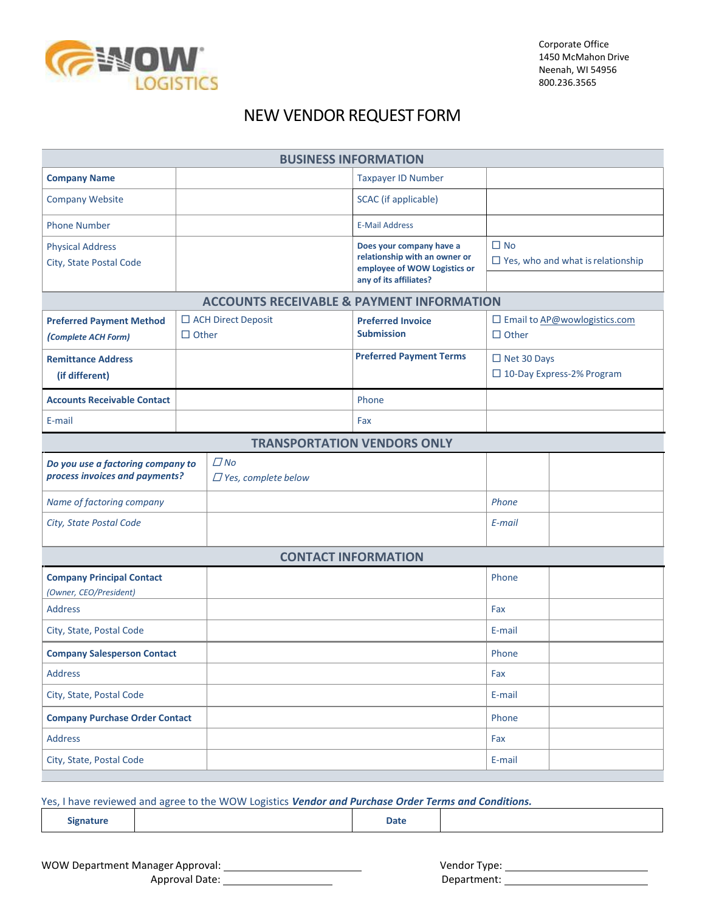WOW LOGISTICS

Corporate Office
1450 McMahon Drive
Neenah, WI 54956
800.236.3565

# NEW VENDOR REQUEST FORM

| BUSINESS INFORMATION | | | |
|---|---|---|---|
| **Company Name** | | Taxpayer ID Number | |
| Company Website | | SCAC (if applicable) | |
| Phone Number | | E-Mail Address | |
| Physical Address<br>City, State Postal Code | | **Does your company have a relationship with an owner or employee of WOW Logistics or any of its affiliates?** | ☐ No<br>☐ Yes, who and what is relationship |

| ACCOUNTS RECEIVABLE & PAYMENT INFORMATION | | | |
|---|---|---|---|
| **Preferred Payment Method** ***(Complete ACH Form)*** | ☐ ACH Direct Deposit<br>☐ Other | **Preferred Invoice Submission** | ☐ Email to AP@wowlogistics.com<br>☐ Other |
| **Remittance Address (if different)** | | **Preferred Payment Terms** | ☐ Net 30 Days<br>☐ 10-Day Express-2% Program |
| **Accounts Receivable Contact** | | Phone | |
| E-mail | | Fax | |

| TRANSPORTATION VENDORS ONLY | | | |
|---|---|---|---|
| ***Do you use a factoring company to process invoices and payments?*** | *☐ No*<br>*☐ Yes, complete below* | | |
| *Name of factoring company* | | *Phone* | |
| *City, State Postal Code* | | *E-mail* | |

| CONTACT INFORMATION | | | |
|---|---|---|---|
| **Company Principal Contact** *(Owner, CEO/President)* | | Phone | |
| Address | | Fax | |
| City, State, Postal Code | | E-mail | |
| **Company Salesperson Contact** | | Phone | |
| Address | | Fax | |
| City, State, Postal Code | | E-mail | |
| **Company Purchase Order Contact** | | Phone | |
| Address | | Fax | |
| City, State, Postal Code | | E-mail | |

Yes, I have reviewed and agree to the WOW Logistics ***Vendor and Purchase Order Terms and Conditions.***

| **Signature** | | **Date** | |
|---|---|---|---|

WOW Department Manager Approval: ______________________

Approval Date: ____________________

Vendor Type: ______________________

Department: ______________________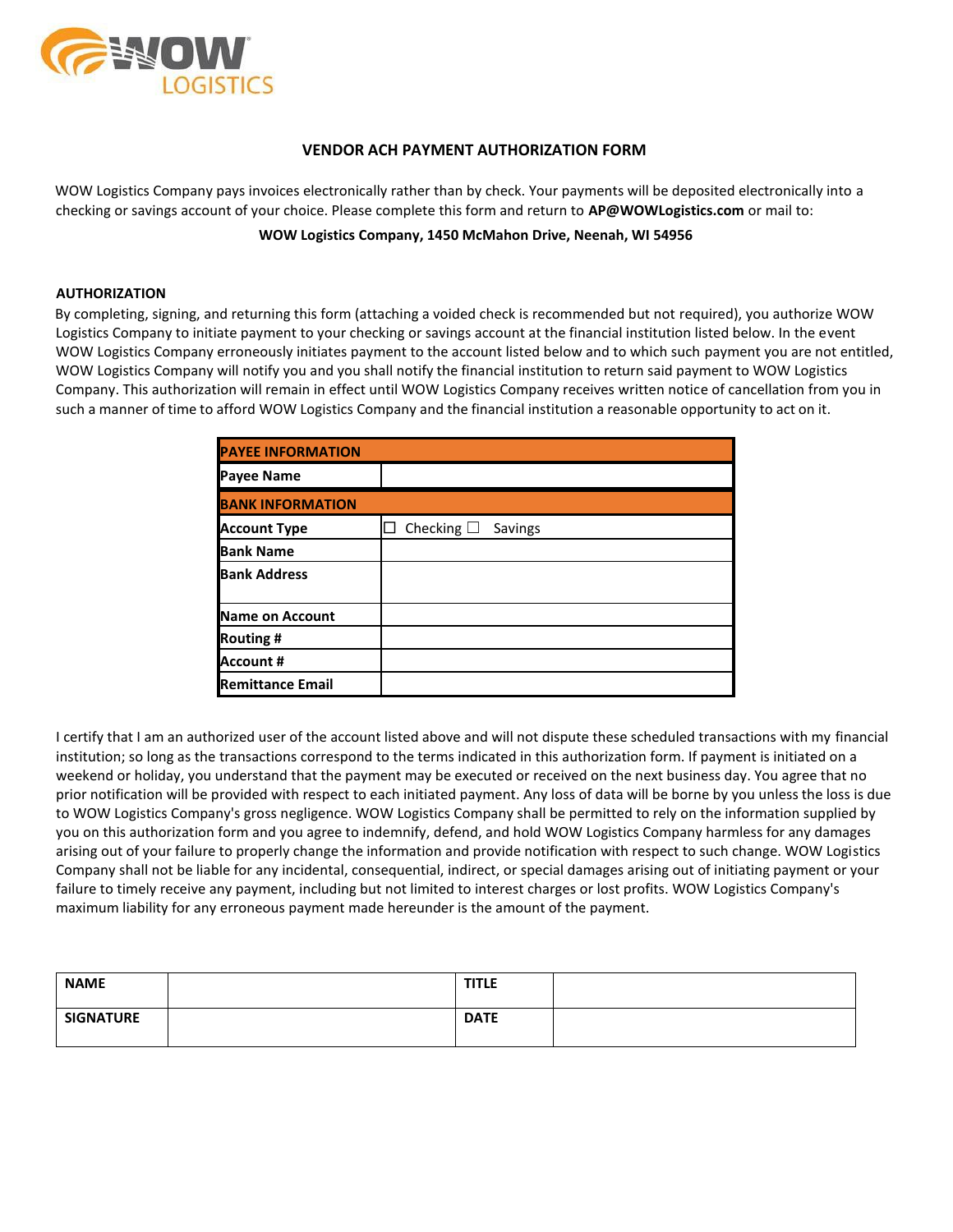WOW LOGISTICS

# VENDOR ACH PAYMENT AUTHORIZATION FORM

WOW Logistics Company pays invoices electronically rather than by check. Your payments will be deposited electronically into a checking or savings account of your choice. Please complete this form and return to **AP@WOWLogistics.com** or mail to:

**WOW Logistics Company, 1450 McMahon Drive, Neenah, WI 54956**

## AUTHORIZATION

By completing, signing, and returning this form (attaching a voided check is recommended but not required), you authorize WOW Logistics Company to initiate payment to your checking or savings account at the financial institution listed below. In the event WOW Logistics Company erroneously initiates payment to the account listed below and to which such payment you are not entitled, WOW Logistics Company will notify you and you shall notify the financial institution to return said payment to WOW Logistics Company. This authorization will remain in effect until WOW Logistics Company receives written notice of cancellation from you in such a manner of time to afford WOW Logistics Company and the financial institution a reasonable opportunity to act on it.

| PAYEE INFORMATION | |
|---|---|
| Payee Name | |
| **BANK INFORMATION** | |
| Account Type | ☐ Checking ☐ Savings |
| Bank Name | |
| Bank Address | |
| Name on Account | |
| Routing # | |
| Account # | |
| Remittance Email | |

I certify that I am an authorized user of the account listed above and will not dispute these scheduled transactions with my financial institution; so long as the transactions correspond to the terms indicated in this authorization form. If payment is initiated on a weekend or holiday, you understand that the payment may be executed or received on the next business day. You agree that no prior notification will be provided with respect to each initiated payment. Any loss of data will be borne by you unless the loss is due to WOW Logistics Company's gross negligence. WOW Logistics Company shall be permitted to rely on the information supplied by you on this authorization form and you agree to indemnify, defend, and hold WOW Logistics Company harmless for any damages arising out of your failure to properly change the information and provide notification with respect to such change. WOW Logistics Company shall not be liable for any incidental, consequential, indirect, or special damages arising out of initiating payment or your failure to timely receive any payment, including but not limited to interest charges or lost profits. WOW Logistics Company's maximum liability for any erroneous payment made hereunder is the amount of the payment.

| NAME | | TITLE | |
|---|---|---|---|
| SIGNATURE | | DATE | |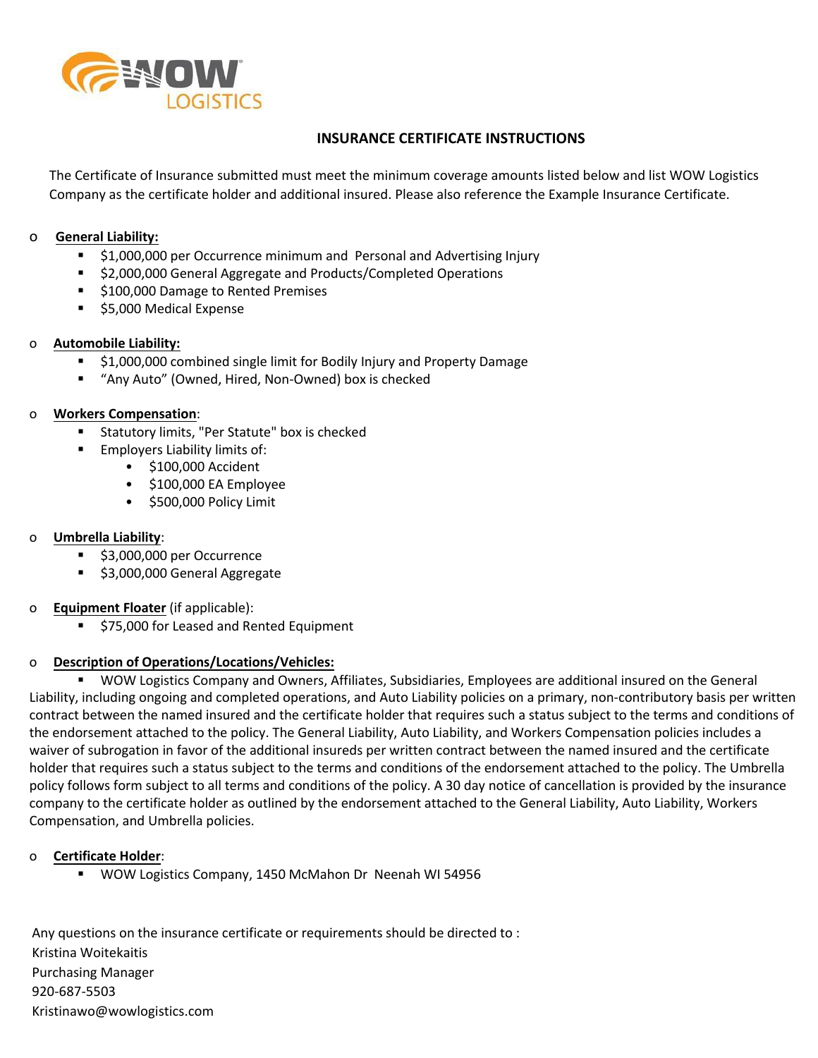## INSURANCE CERTIFICATE INSTRUCTIONS

The Certificate of Insurance submitted must meet the minimum coverage amounts listed below and list WOW Logistics Company as the certificate holder and additional insured. Please also reference the Example Insurance Certificate.

- **General Liability:**
  - $1,000,000 per Occurrence minimum and Personal and Advertising Injury
  - $2,000,000 General Aggregate and Products/Completed Operations
  - $100,000 Damage to Rented Premises
  - $5,000 Medical Expense

- **Automobile Liability:**
  - $1,000,000 combined single limit for Bodily Injury and Property Damage
  - "Any Auto" (Owned, Hired, Non-Owned) box is checked

- **Workers Compensation**:
  - Statutory limits, "Per Statute" box is checked
  - Employers Liability limits of:
    - $100,000 Accident
    - $100,000 EA Employee
    - $500,000 Policy Limit

- **Umbrella Liability**:
  - $3,000,000 per Occurrence
  - $3,000,000 General Aggregate

- **Equipment Floater** (if applicable):
  - $75,000 for Leased and Rented Equipment

- **Description of Operations/Locations/Vehicles:**
  - WOW Logistics Company and Owners, Affiliates, Subsidiaries, Employees are additional insured on the General Liability, including ongoing and completed operations, and Auto Liability policies on a primary, non-contributory basis per written contract between the named insured and the certificate holder that requires such a status subject to the terms and conditions of the endorsement attached to the policy. The General Liability, Auto Liability, and Workers Compensation policies includes a waiver of subrogation in favor of the additional insureds per written contract between the named insured and the certificate holder that requires such a status subject to the terms and conditions of the endorsement attached to the policy. The Umbrella policy follows form subject to all terms and conditions of the policy. A 30 day notice of cancellation is provided by the insurance company to the certificate holder as outlined by the endorsement attached to the General Liability, Auto Liability, Workers Compensation, and Umbrella policies.

- **Certificate Holder**:
  - WOW Logistics Company, 1450 McMahon Dr Neenah WI 54956

Any questions on the insurance certificate or requirements should be directed to :
Kristina Woitekaitis
Purchasing Manager
920-687-5503
Kristinawo@wowlogistics.com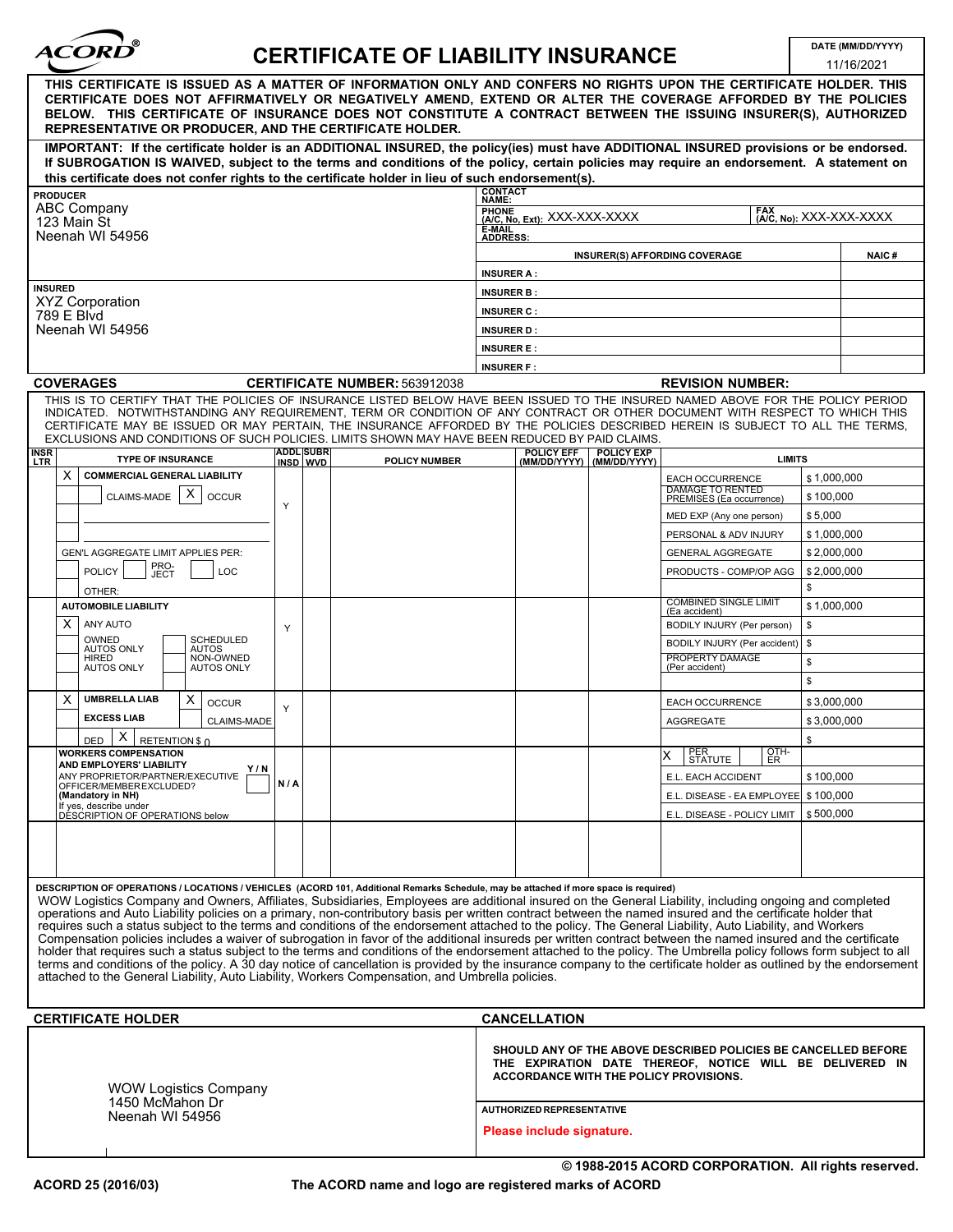ACORD®

# CERTIFICATE OF LIABILITY INSURANCE

DATE (MM/DD/YYYY): 11/16/2021

**THIS CERTIFICATE IS ISSUED AS A MATTER OF INFORMATION ONLY AND CONFERS NO RIGHTS UPON THE CERTIFICATE HOLDER. THIS CERTIFICATE DOES NOT AFFIRMATIVELY OR NEGATIVELY AMEND, EXTEND OR ALTER THE COVERAGE AFFORDED BY THE POLICIES BELOW. THIS CERTIFICATE OF INSURANCE DOES NOT CONSTITUTE A CONTRACT BETWEEN THE ISSUING INSURER(S), AUTHORIZED REPRESENTATIVE OR PRODUCER, AND THE CERTIFICATE HOLDER.**

**IMPORTANT: If the certificate holder is an ADDITIONAL INSURED, the policy(ies) must have ADDITIONAL INSURED provisions or be endorsed. If SUBROGATION IS WAIVED, subject to the terms and conditions of the policy, certain policies may require an endorsement. A statement on this certificate does not confer rights to the certificate holder in lieu of such endorsement(s).**

| | | |
|---|---|---|
| **PRODUCER**<br>ABC Company<br>123 Main St<br>Neenah WI 54956 | **CONTACT NAME:**<br>**PHONE (A/C, No, Ext):** XXX-XXX-XXXX | **FAX (A/C, No):** XXX-XXX-XXXX |
| | **E-MAIL ADDRESS:** | |

| INSURER(S) AFFORDING COVERAGE | NAIC # |
|---|---|
| INSURER A : | |
| INSURER B : | |
| INSURER C : | |
| INSURER D : | |
| INSURER E : | |
| INSURER F : | |

**INSURED**
XYZ Corporation
789 E Blvd
Neenah WI 54956

**COVERAGES** — **CERTIFICATE NUMBER:** 563912038 — **REVISION NUMBER:**

THIS IS TO CERTIFY THAT THE POLICIES OF INSURANCE LISTED BELOW HAVE BEEN ISSUED TO THE INSURED NAMED ABOVE FOR THE POLICY PERIOD INDICATED. NOTWITHSTANDING ANY REQUIREMENT, TERM OR CONDITION OF ANY CONTRACT OR OTHER DOCUMENT WITH RESPECT TO WHICH THIS CERTIFICATE MAY BE ISSUED OR MAY PERTAIN, THE INSURANCE AFFORDED BY THE POLICIES DESCRIBED HEREIN IS SUBJECT TO ALL THE TERMS, EXCLUSIONS AND CONDITIONS OF SUCH POLICIES. LIMITS SHOWN MAY HAVE BEEN REDUCED BY PAID CLAIMS.

| INSR LTR | TYPE OF INSURANCE | ADDL INSD | SUBR WVD | POLICY NUMBER | POLICY EFF (MM/DD/YYYY) | POLICY EXP (MM/DD/YYYY) | LIMITS | |
|---|---|---|---|---|---|---|---|---|
| | X COMMERCIAL GENERAL LIABILITY | Y | | | | | EACH OCCURRENCE | $ 1,000,000 |
| | CLAIMS-MADE [X] OCCUR | | | | | | DAMAGE TO RENTED PREMISES (Ea occurrence) | $ 100,000 |
| | | | | | | | MED EXP (Any one person) | $ 5,000 |
| | | | | | | | PERSONAL & ADV INJURY | $ 1,000,000 |
| | GEN'L AGGREGATE LIMIT APPLIES PER: | | | | | | GENERAL AGGREGATE | $ 2,000,000 |
| | POLICY PRO-JECT LOC | | | | | | PRODUCTS - COMP/OP AGG | $ 2,000,000 |
| | OTHER: | | | | | | | $ |
| | AUTOMOBILE LIABILITY | Y | | | | | COMBINED SINGLE LIMIT (Ea accident) | $ 1,000,000 |
| | X ANY AUTO | | | | | | BODILY INJURY (Per person) | $ |
| | OWNED AUTOS ONLY / SCHEDULED AUTOS | | | | | | BODILY INJURY (Per accident) | $ |
| | HIRED AUTOS ONLY / NON-OWNED AUTOS ONLY | | | | | | PROPERTY DAMAGE (Per accident) | $ |
| | | | | | | | | $ |
| | X UMBRELLA LIAB [X] OCCUR | Y | | | | | EACH OCCURRENCE | $ 3,000,000 |
| | EXCESS LIAB CLAIMS-MADE | | | | | | AGGREGATE | $ 3,000,000 |
| | DED [X] RETENTION $ 0 | | | | | | | $ |
| | WORKERS COMPENSATION AND EMPLOYERS' LIABILITY Y/N | | | | | | X PER STATUTE OTH-ER | |
| | ANY PROPRIETOR/PARTNER/EXECUTIVE OFFICER/MEMBER EXCLUDED? (Mandatory in NH) | N / A | | | | | E.L. EACH ACCIDENT | $ 100,000 |
| | If yes, describe under DESCRIPTION OF OPERATIONS below | | | | | | E.L. DISEASE - EA EMPLOYEE | $ 100,000 |
| | | | | | | | E.L. DISEASE - POLICY LIMIT | $ 500,000 |

**DESCRIPTION OF OPERATIONS / LOCATIONS / VEHICLES (ACORD 101, Additional Remarks Schedule, may be attached if more space is required)**

WOW Logistics Company and Owners, Affiliates, Subsidiaries, Employees are additional insured on the General Liability, including ongoing and completed operations and Auto Liability policies on a primary, non-contributory basis per written contract between the named insured and the certificate holder that requires such a status subject to the terms and conditions of the endorsement attached to the policy. The General Liability, Auto Liability, and Workers Compensation policies includes a waiver of subrogation in favor of the additional insureds per written contract between the named insured and the certificate holder that requires such a status subject to the terms and conditions of the endorsement attached to the policy. The Umbrella policy follows form subject to all terms and conditions of the policy. A 30 day notice of cancellation is provided by the insurance company to the certificate holder as outlined by the endorsement attached to the General Liability, Auto Liability, Workers Compensation, and Umbrella policies.

| CERTIFICATE HOLDER | CANCELLATION |
|---|---|
| WOW Logistics Company<br>1450 McMahon Dr<br>Neenah WI 54956 | **SHOULD ANY OF THE ABOVE DESCRIBED POLICIES BE CANCELLED BEFORE THE EXPIRATION DATE THEREOF, NOTICE WILL BE DELIVERED IN ACCORDANCE WITH THE POLICY PROVISIONS.**<br><br>**AUTHORIZED REPRESENTATIVE**<br>**Please include signature.** |

© 1988-2015 ACORD CORPORATION. All rights reserved.

ACORD 25 (2016/03) — The ACORD name and logo are registered marks of ACORD